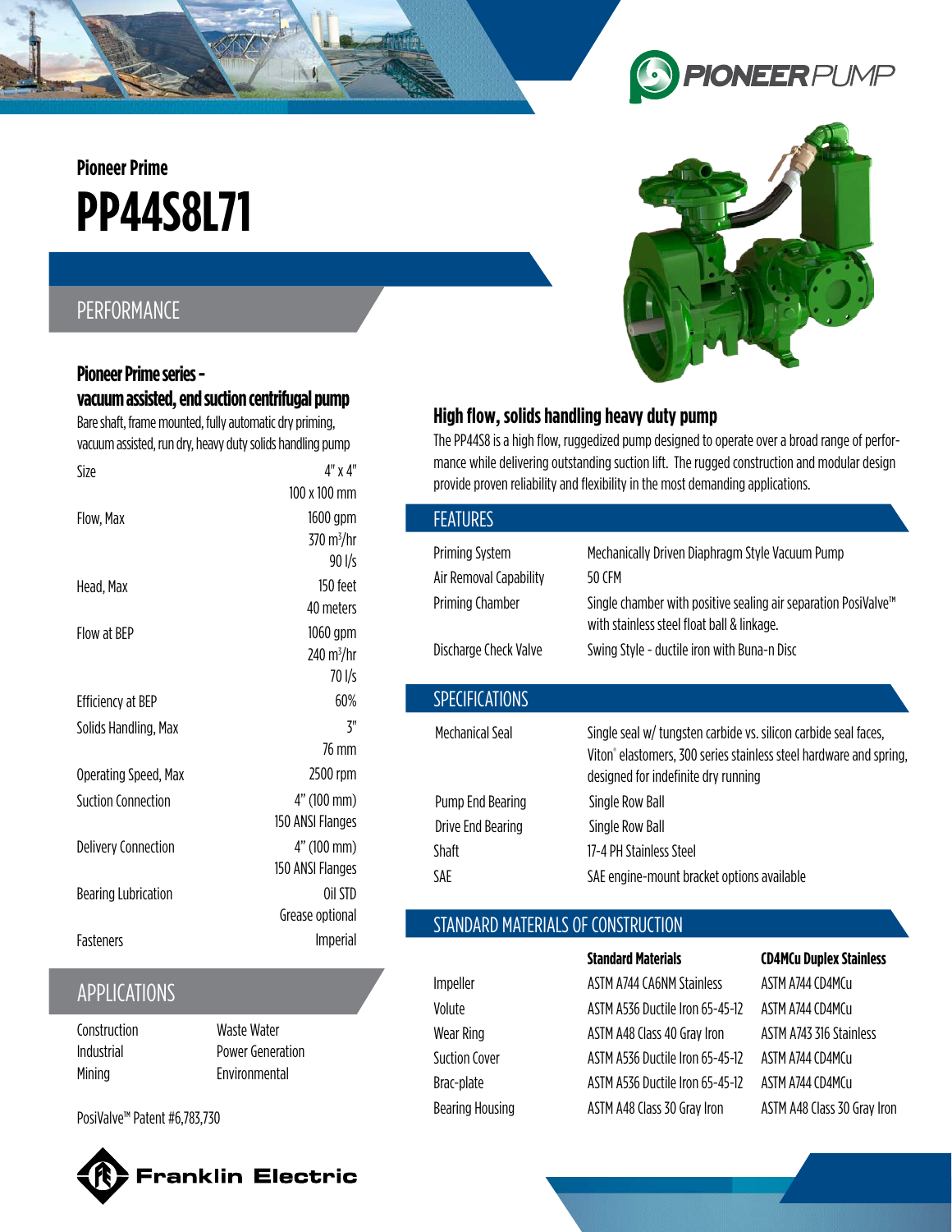PIONEERPUMP

Pioneer Prime

# PP44S8L71

## PERFORMANCE

### Pioneer Prime series - vacuum assisted, end suction centrifugal pump

Bare shaft, frame mounted, fully automatic dry priming, vacuum assisted, run dry, heavy duty solids handling pump

| | |
|---|---|
| Size | 4" x 4"<br>100 x 100 mm |
| Flow, Max | 1600 gpm<br>370 $m^3/hr$<br>90 l/s |
| Head, Max | 150 feet<br>40 meters |
| Flow at BEP | 1060 gpm<br>240 $m^3/hr$<br>70 l/s |
| Efficiency at BEP | 60% |
| Solids Handling, Max | 3"<br>76 mm |
| Operating Speed, Max | 2500 rpm |
| Suction Connection | 4" (100 mm)<br>150 ANSI Flanges |
| Delivery Connection | 4" (100 mm)<br>150 ANSI Flanges |
| Bearing Lubrication | Oil STD<br>Grease optional |
| Fasteners | Imperial |

## APPLICATIONS

| | |
|---|---|
| Construction | Waste Water |
| Industrial | Power Generation |
| Mining | Environmental |

PosiValve™ Patent #6,783,730

Franklin Electric

### High flow, solids handling heavy duty pump

The PP44S8 is a high flow, ruggedized pump designed to operate over a broad range of performance while delivering outstanding suction lift. The rugged construction and modular design provide proven reliability and flexibility in the most demanding applications.

## FEATURES

| | |
|---|---|
| Priming System | Mechanically Driven Diaphragm Style Vacuum Pump |
| Air Removal Capability | 50 CFM |
| Priming Chamber | Single chamber with positive sealing air separation PosiValve™ with stainless steel float ball & linkage. |
| Discharge Check Valve | Swing Style - ductile iron with Buna-n Disc |

## SPECIFICATIONS

| | |
|---|---|
| Mechanical Seal | Single seal w/ tungsten carbide vs. silicon carbide seal faces, Viton® elastomers, 300 series stainless steel hardware and spring, designed for indefinite dry running |
| Pump End Bearing | Single Row Ball |
| Drive End Bearing | Single Row Ball |
| Shaft | 17-4 PH Stainless Steel |
| SAE | SAE engine-mount bracket options available |

## STANDARD MATERIALS OF CONSTRUCTION

| | Standard Materials | CD4MCu Duplex Stainless |
|---|---|---|
| Impeller | ASTM A744 CA6NM Stainless | ASTM A744 CD4MCu |
| Volute | ASTM A536 Ductile Iron 65-45-12 | ASTM A744 CD4MCu |
| Wear Ring | ASTM A48 Class 40 Gray Iron | ASTM A743 316 Stainless |
| Suction Cover | ASTM A536 Ductile Iron 65-45-12 | ASTM A744 CD4MCu |
| Brac-plate | ASTM A536 Ductile Iron 65-45-12 | ASTM A744 CD4MCu |
| Bearing Housing | ASTM A48 Class 30 Gray Iron | ASTM A48 Class 30 Gray Iron |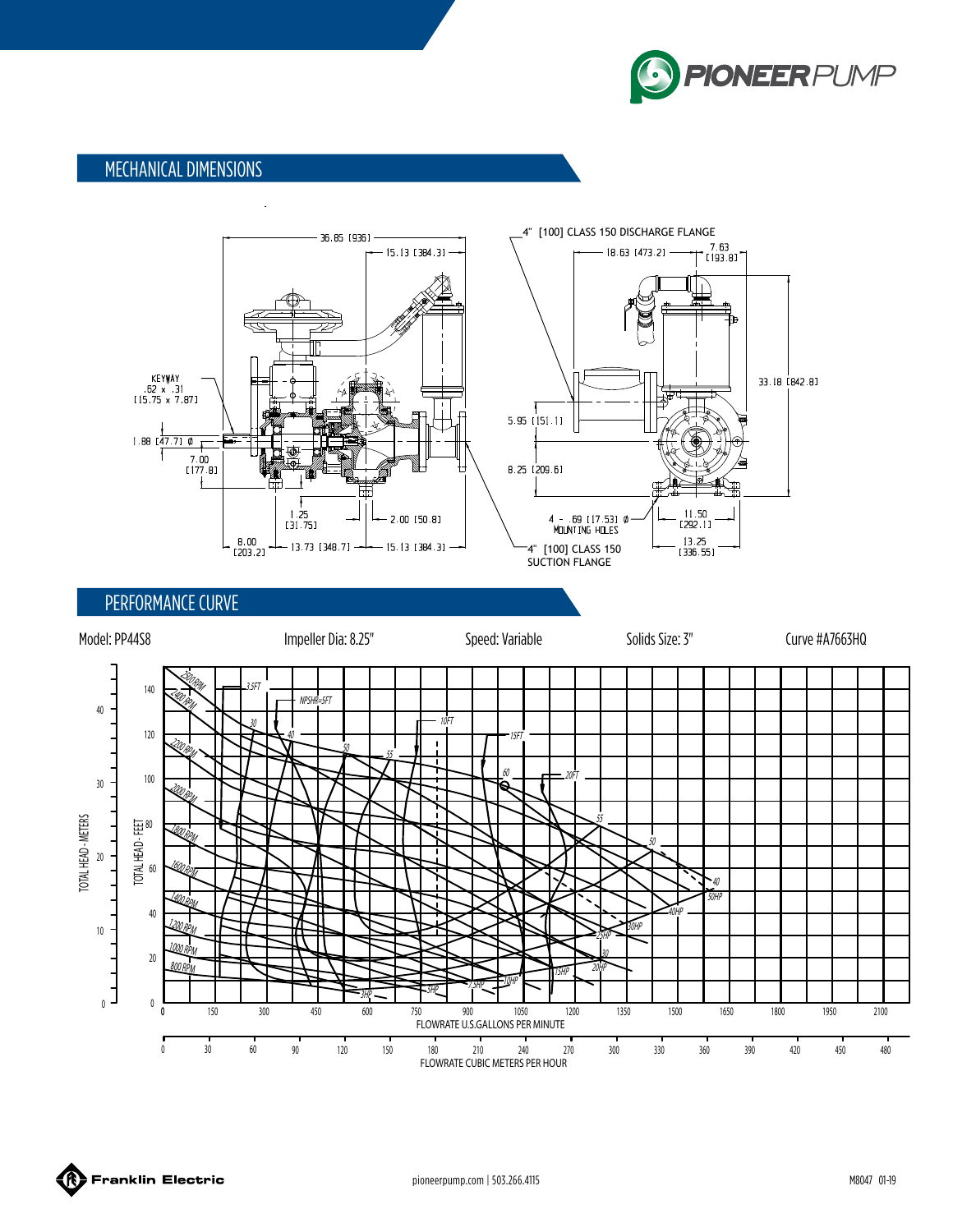## MECHANICAL DIMENSIONS

36.85 [936]
15.13 [384.3]
KEYWAY
.62 x .31
[15.75 x 7.87]
1.88 [47.7] Ø
7.00
[177.8]
1.25
[31.75]
2.00 [50.8]
8.00
[203.2]
13.73 [348.7]
15.13 [384.3]

4" [100] CLASS 150 DISCHARGE FLANGE
18.63 [473.2]
7.63
[193.8]
33.18 [842.8]
5.95 [151.1]
8.25 [209.6]
4 - .69 [17.53] Ø
MOUNTING HOLES
11.50
[292.1]
13.25
[336.55]
4" [100] CLASS 150
SUCTION FLANGE

## PERFORMANCE CURVE

Model: PP44S8 | Impeller Dia: 8.25" | Speed: Variable | Solids Size: 3" | Curve #A7663HQ

TOTAL HEAD - METERS: 0, 10, 20, 30, 40
TOTAL HEAD - FEET: 0, 20, 40, 60, 80, 100, 120, 140

2500 RPM
2400 RPM
2200 RPM
2000 RPM
1800 RPM
1600 RPM
1400 RPM
1200 RPM
1000 RPM
800 RPM

3.5FT
NPSHR=5FT
10FT
15FT
20FT

30
40
50
55
60
55
50
40
30

3HP
5HP
7.5HP
10HP
15HP
20HP
25HP
30HP
40HP
50HP

FLOWRATE U.S.GALLONS PER MINUTE: 0, 150, 300, 450, 600, 750, 900, 1050, 1200, 1350, 1500, 1650, 1800, 1950, 2100

FLOWRATE CUBIC METERS PER HOUR: 0, 30, 60, 90, 120, 150, 180, 210, 240, 270, 300, 330, 360, 390, 420, 450, 480

Franklin Electric

pioneerpump.com | 503.266.4115

M8047 01-19